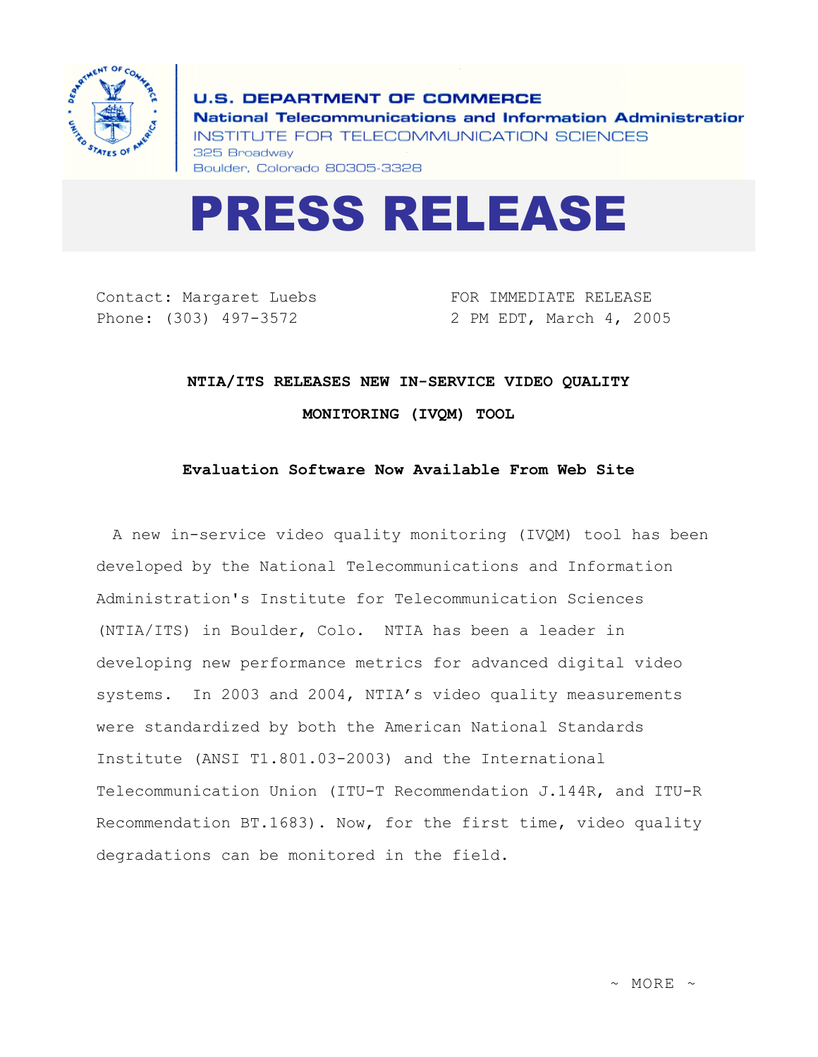**U.S. DEPARTMENT OF COMMERCE**
**National Telecommunications and Information Administration**
INSTITUTE FOR TELECOMMUNICATION SCIENCES
325 Broadway
Boulder, Colorado 80305-3328

# PRESS RELEASE

Contact: Margaret Luebs
Phone: (303) 497-3572

FOR IMMEDIATE RELEASE
2 PM EDT, March 4, 2005

## NTIA/ITS RELEASES NEW IN-SERVICE VIDEO QUALITY MONITORING (IVQM) TOOL

### Evaluation Software Now Available From Web Site

A new in-service video quality monitoring (IVQM) tool has been developed by the National Telecommunications and Information Administration's Institute for Telecommunication Sciences (NTIA/ITS) in Boulder, Colo. NTIA has been a leader in developing new performance metrics for advanced digital video systems. In 2003 and 2004, NTIA's video quality measurements were standardized by both the American National Standards Institute (ANSI T1.801.03-2003) and the International Telecommunication Union (ITU-T Recommendation J.144R, and ITU-R Recommendation BT.1683). Now, for the first time, video quality degradations can be monitored in the field.

~ MORE ~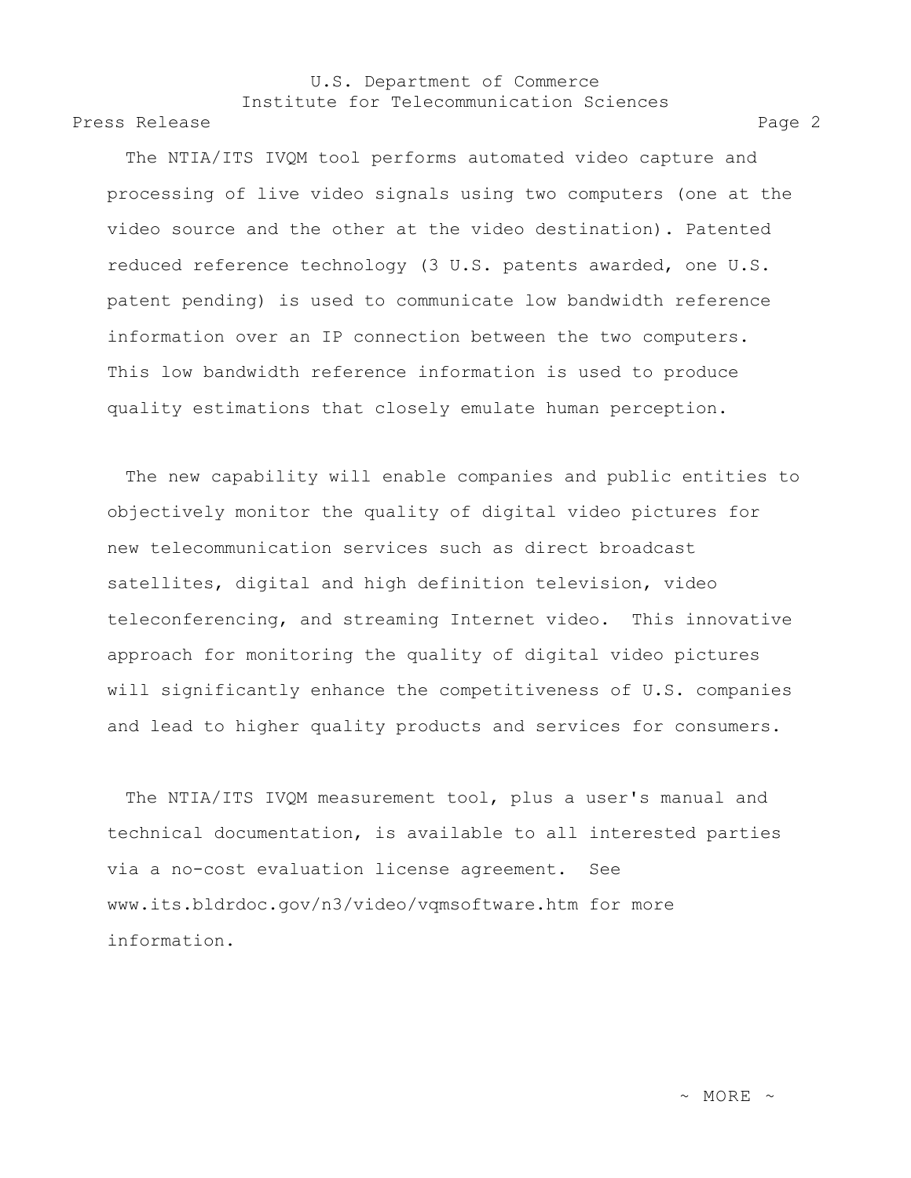The NTIA/ITS IVQM tool performs automated video capture and processing of live video signals using two computers (one at the video source and the other at the video destination). Patented reduced reference technology (3 U.S. patents awarded, one U.S. patent pending) is used to communicate low bandwidth reference information over an IP connection between the two computers. This low bandwidth reference information is used to produce quality estimations that closely emulate human perception.

The new capability will enable companies and public entities to objectively monitor the quality of digital video pictures for new telecommunication services such as direct broadcast satellites, digital and high definition television, video teleconferencing, and streaming Internet video. This innovative approach for monitoring the quality of digital video pictures will significantly enhance the competitiveness of U.S. companies and lead to higher quality products and services for consumers.

The NTIA/ITS IVQM measurement tool, plus a user's manual and technical documentation, is available to all interested parties via a no-cost evaluation license agreement. See www.its.bldrdoc.gov/n3/video/vqmsoftware.htm for more information.

~ MORE ~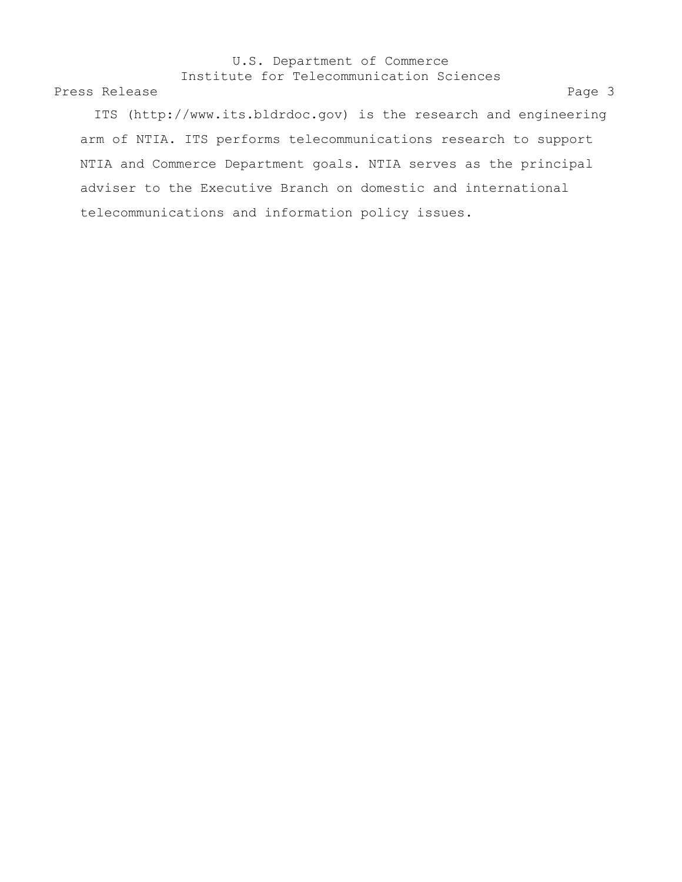ITS (http://www.its.bldrdoc.gov) is the research and engineering arm of NTIA. ITS performs telecommunications research to support NTIA and Commerce Department goals. NTIA serves as the principal adviser to the Executive Branch on domestic and international telecommunications and information policy issues.